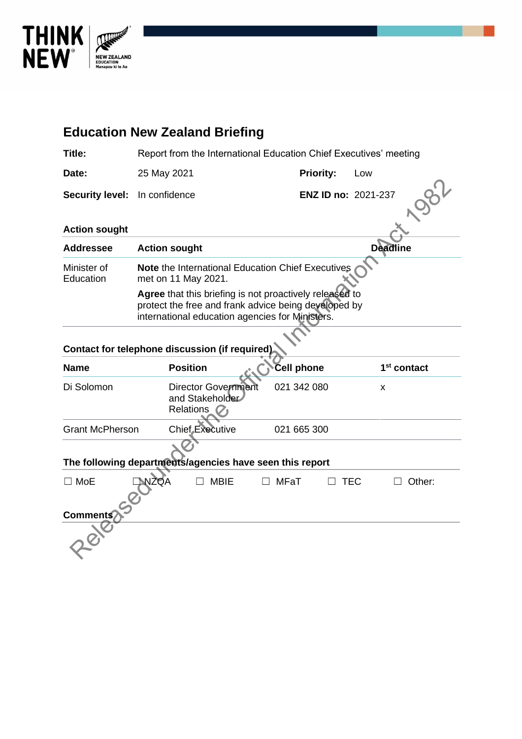# Education New Zealand Briefing

| | | | |
|---|---|---|---|
| **Title:** | Report from the International Education Chief Executives' meeting | | |
| **Date:** | 25 May 2021 | **Priority:** | Low |
| **Security level:** | In confidence | **ENZ ID no:** | 2021-237 |

## Action sought

| Addressee | Action sought | Deadline |
|---|---|---|
| Minister of Education | **Note** the International Education Chief Executives met on 11 May 2021.<br>**Agree** that this briefing is not proactively released to protect the free and frank advice being developed by international education agencies for Ministers. | |

## Contact for telephone discussion (if required)

| Name | Position | Cell phone | 1st contact |
|---|---|---|---|
| Di Solomon | Director Government and Stakeholder Relations | 021 342 080 | x |
| Grant McPherson | Chief Executive | 021 665 300 | |

## The following departments/agencies have seen this report

☐ MoE ☐ NZQA ☐ MBIE ☐ MFaT ☐ TEC ☐ Other:

## Comments

Released under the Official Information Act 1982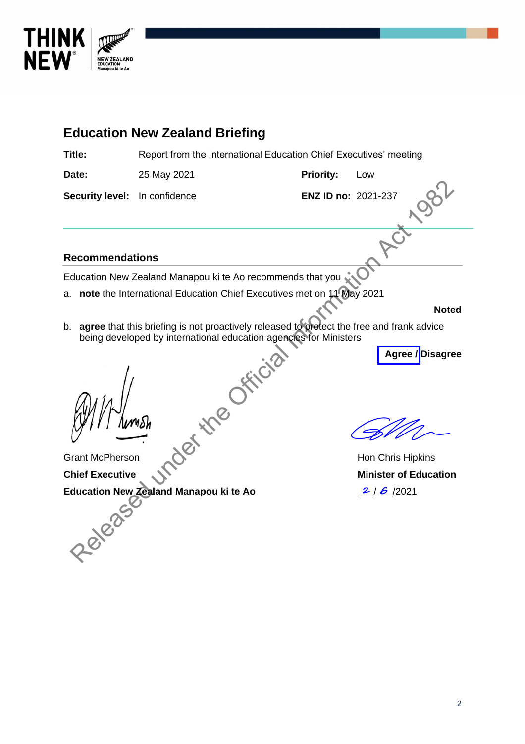## Education New Zealand Briefing

**Title:** Report from the International Education Chief Executives' meeting

**Date:** 25 May 2021 **Priority:** Low

**Security level:** In confidence **ENZ ID no:** 2021-237

### Recommendations

Education New Zealand Manapou ki te Ao recommends that you

a. **note** the International Education Chief Executives met on 11 May 2021

**Noted**

b. **agree** that this briefing is not proactively released to protect the free and frank advice being developed by international education agencies for Ministers

**Agree / Disagree**

Grant McPherson
**Chief Executive**
**Education New Zealand Manapou ki te Ao**

Hon Chris Hipkins
**Minister of Education**
2 / 6 /2021

Released under the Official Information Act 1982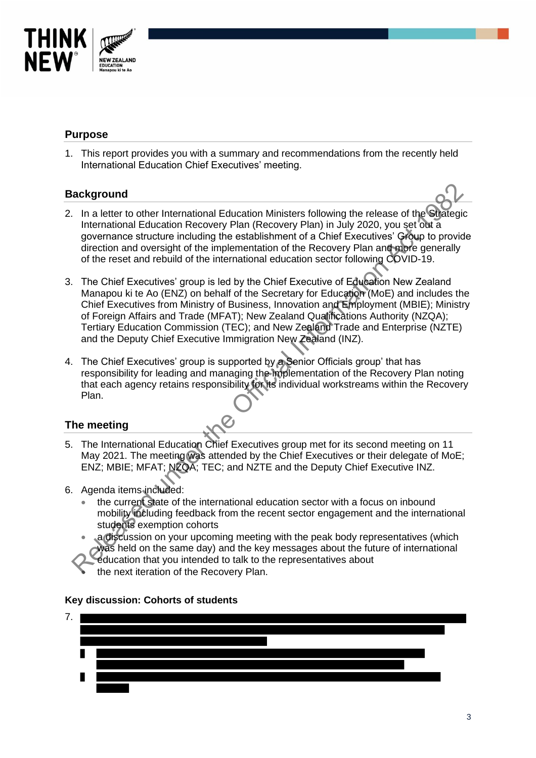## Purpose

1. This report provides you with a summary and recommendations from the recently held International Education Chief Executives' meeting.

## Background

2. In a letter to other International Education Ministers following the release of the Strategic International Education Recovery Plan (Recovery Plan) in July 2020, you set out a governance structure including the establishment of a Chief Executives' Group to provide direction and oversight of the implementation of the Recovery Plan and more generally of the reset and rebuild of the international education sector following COVID-19.

3. The Chief Executives' group is led by the Chief Executive of Education New Zealand Manapou ki te Ao (ENZ) on behalf of the Secretary for Education (MoE) and includes the Chief Executives from Ministry of Business, Innovation and Employment (MBIE); Ministry of Foreign Affairs and Trade (MFAT); New Zealand Qualifications Authority (NZQA); Tertiary Education Commission (TEC); and New Zealand Trade and Enterprise (NZTE) and the Deputy Chief Executive Immigration New Zealand (INZ).

4. The Chief Executives' group is supported by a Senior Officials group' that has responsibility for leading and managing the implementation of the Recovery Plan noting that each agency retains responsibility for its individual workstreams within the Recovery Plan.

## The meeting

5. The International Education Chief Executives group met for its second meeting on 11 May 2021. The meeting was attended by the Chief Executives or their delegate of MoE; ENZ; MBIE; MFAT; NZQA; TEC; and NZTE and the Deputy Chief Executive INZ.

6. Agenda items included:
   - the current state of the international education sector with a focus on inbound mobility including feedback from the recent sector engagement and the international students exemption cohorts
   - a discussion on your upcoming meeting with the peak body representatives (which was held on the same day) and the key messages about the future of international education that you intended to talk to the representatives about
   - the next iteration of the Recovery Plan.

### Key discussion: Cohorts of students

7. [redacted]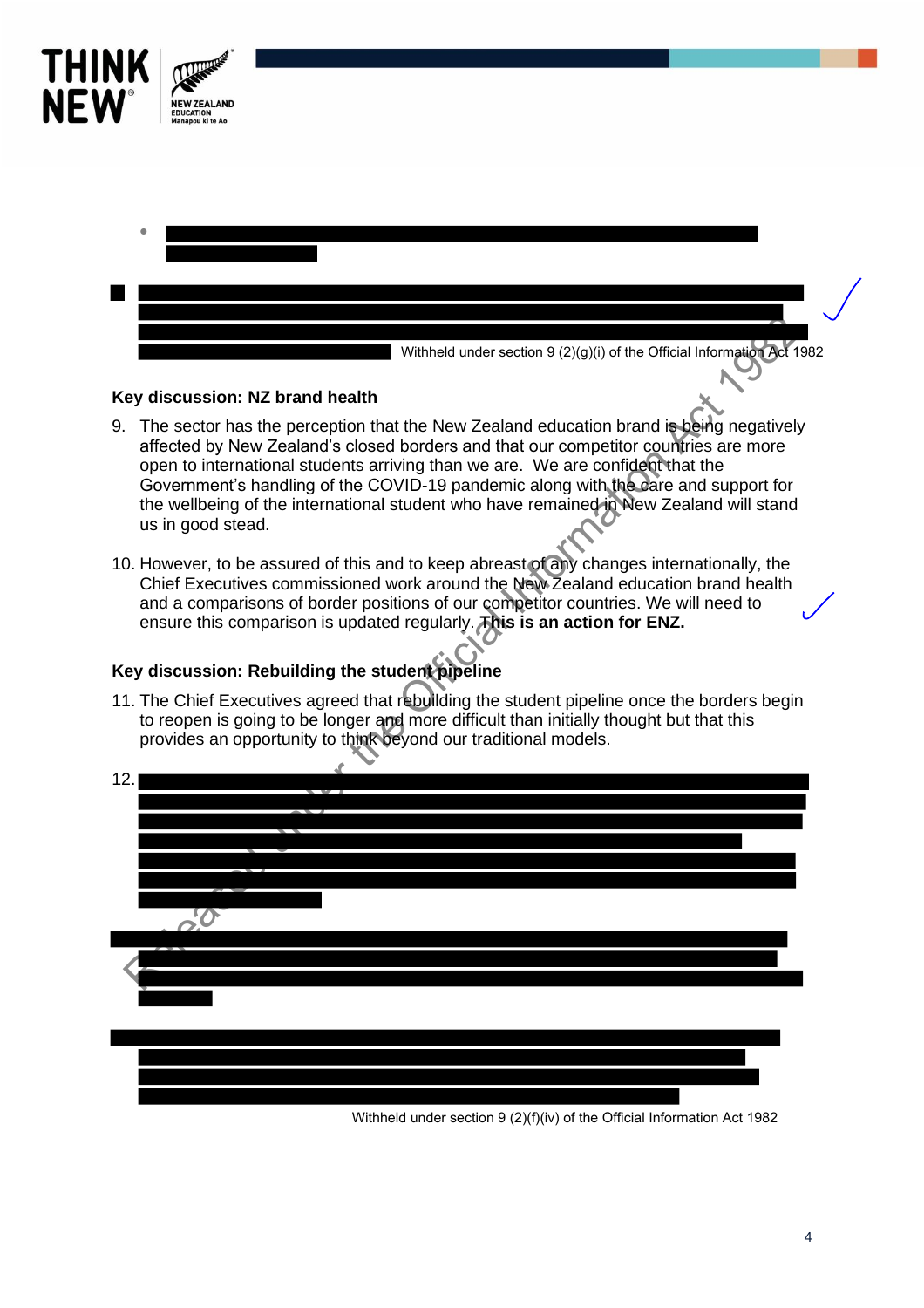- 

Withheld under section 9 (2)(g)(i) of the Official Information Act 1982

**Key discussion: NZ brand health**

9. The sector has the perception that the New Zealand education brand is being negatively affected by New Zealand's closed borders and that our competitor countries are more open to international students arriving than we are. We are confident that the Government's handling of the COVID-19 pandemic along with the care and support for the wellbeing of the international student who have remained in New Zealand will stand us in good stead.

10. However, to be assured of this and to keep abreast of any changes internationally, the Chief Executives commissioned work around the New Zealand education brand health and a comparisons of border positions of our competitor countries. We will need to ensure this comparison is updated regularly. **This is an action for ENZ.**

**Key discussion: Rebuilding the student pipeline**

11. The Chief Executives agreed that rebuilding the student pipeline once the borders begin to reopen is going to be longer and more difficult than initially thought but that this provides an opportunity to think beyond our traditional models.

12. 

Withheld under section 9 (2)(f)(iv) of the Official Information Act 1982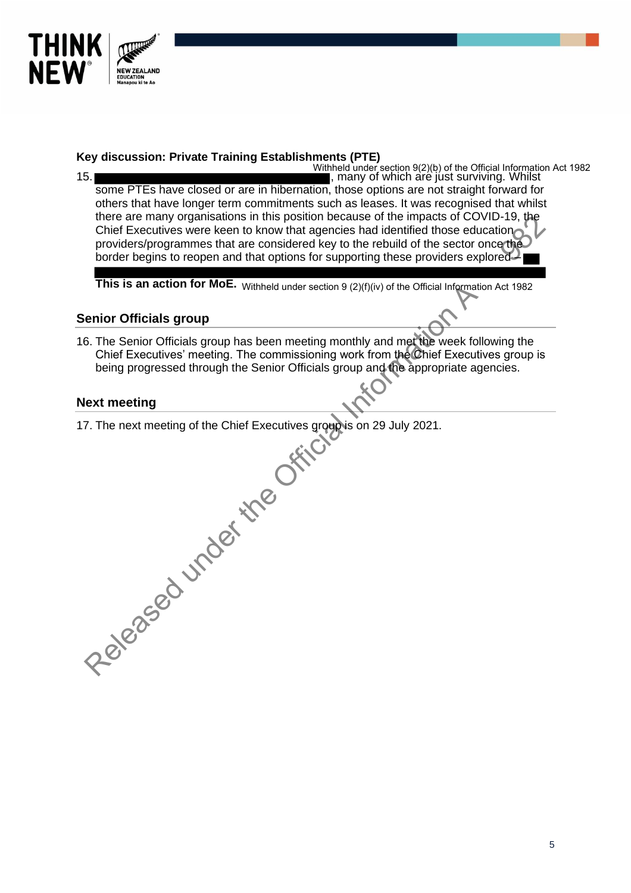**Key discussion: Private Training Establishments (PTE)**

15. [Withheld under section 9(2)(b) of the Official Information Act 1982], many of which are just surviving. Whilst some PTEs have closed or are in hibernation, those options are not straight forward for others that have longer term commitments such as leases. It was recognised that whilst there are many organisations in this position because of the impacts of COVID-19, the Chief Executives were keen to know that agencies had identified those education providers/programmes that are considered key to the rebuild of the sector once the border begins to reopen and that options for supporting these providers explored – [Withheld under section 9 (2)(f)(iv) of the Official Information Act 1982] **This is an action for MoE.**

## Senior Officials group

16. The Senior Officials group has been meeting monthly and met the week following the Chief Executives' meeting. The commissioning work from the Chief Executives group is being progressed through the Senior Officials group and the appropriate agencies.

## Next meeting

17. The next meeting of the Chief Executives group is on 29 July 2021.

Released under the Official Information Act 1982